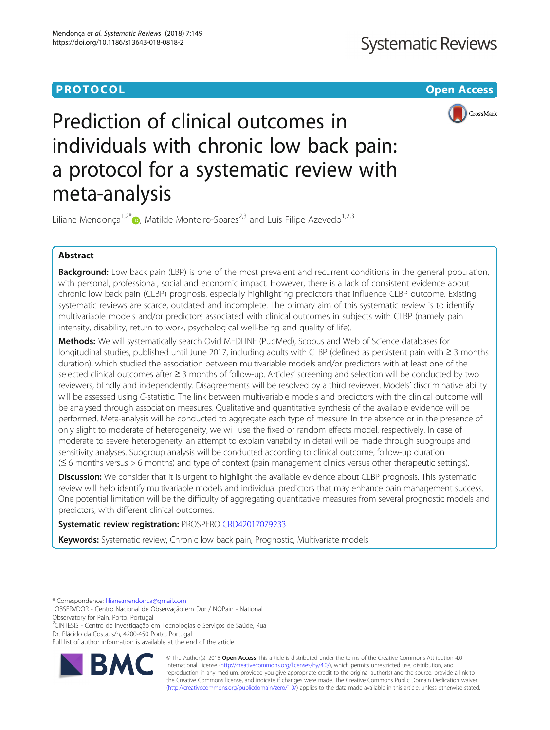PROTOCOL

Open Access

# Prediction of clinical outcomes in individuals with chronic low back pain: a protocol for a systematic review with meta-analysis

Liliane Mendonça[1,2*], Matilde Monteiro-Soares[2,3] and Luís Filipe Azevedo[1,2,3]

## Abstract

**Background:** Low back pain (LBP) is one of the most prevalent and recurrent conditions in the general population, with personal, professional, social and economic impact. However, there is a lack of consistent evidence about chronic low back pain (CLBP) prognosis, especially highlighting predictors that influence CLBP outcome. Existing systematic reviews are scarce, outdated and incomplete. The primary aim of this systematic review is to identify multivariable models and/or predictors associated with clinical outcomes in subjects with CLBP (namely pain intensity, disability, return to work, psychological well-being and quality of life).

**Methods:** We will systematically search Ovid MEDLINE (PubMed), Scopus and Web of Science databases for longitudinal studies, published until June 2017, including adults with CLBP (defined as persistent pain with ≥ 3 months duration), which studied the association between multivariable models and/or predictors with at least one of the selected clinical outcomes after ≥ 3 months of follow-up. Articles' screening and selection will be conducted by two reviewers, blindly and independently. Disagreements will be resolved by a third reviewer. Models' discriminative ability will be assessed using *C*-statistic. The link between multivariable models and predictors with the clinical outcome will be analysed through association measures. Qualitative and quantitative synthesis of the available evidence will be performed. Meta-analysis will be conducted to aggregate each type of measure. In the absence or in the presence of only slight to moderate of heterogeneity, we will use the fixed or random effects model, respectively. In case of moderate to severe heterogeneity, an attempt to explain variability in detail will be made through subgroups and sensitivity analyses. Subgroup analysis will be conducted according to clinical outcome, follow-up duration (≤ 6 months versus > 6 months) and type of context (pain management clinics versus other therapeutic settings).

**Discussion:** We consider that it is urgent to highlight the available evidence about CLBP prognosis. This systematic review will help identify multivariable models and individual predictors that may enhance pain management success. One potential limitation will be the difficulty of aggregating quantitative measures from several prognostic models and predictors, with different clinical outcomes.

**Systematic review registration:** PROSPERO CRD42017079233

**Keywords:** Systematic review, Chronic low back pain, Prognostic, Multivariate models

---

\* Correspondence: liliane.mendonca@gmail.com

[1]OBSERVDOR - Centro Nacional de Observação em Dor / NOPain - National Observatory for Pain, Porto, Portugal

[2]CINTESIS - Centro de Investigação em Tecnologias e Serviços de Saúde, Rua Dr. Plácido da Costa, s/n, 4200-450 Porto, Portugal

Full list of author information is available at the end of the article

© The Author(s). 2018 **Open Access** This article is distributed under the terms of the Creative Commons Attribution 4.0 International License (http://creativecommons.org/licenses/by/4.0/), which permits unrestricted use, distribution, and reproduction in any medium, provided you give appropriate credit to the original author(s) and the source, provide a link to the Creative Commons license, and indicate if changes were made. The Creative Commons Public Domain Dedication waiver (http://creativecommons.org/publicdomain/zero/1.0/) applies to the data made available in this article, unless otherwise stated.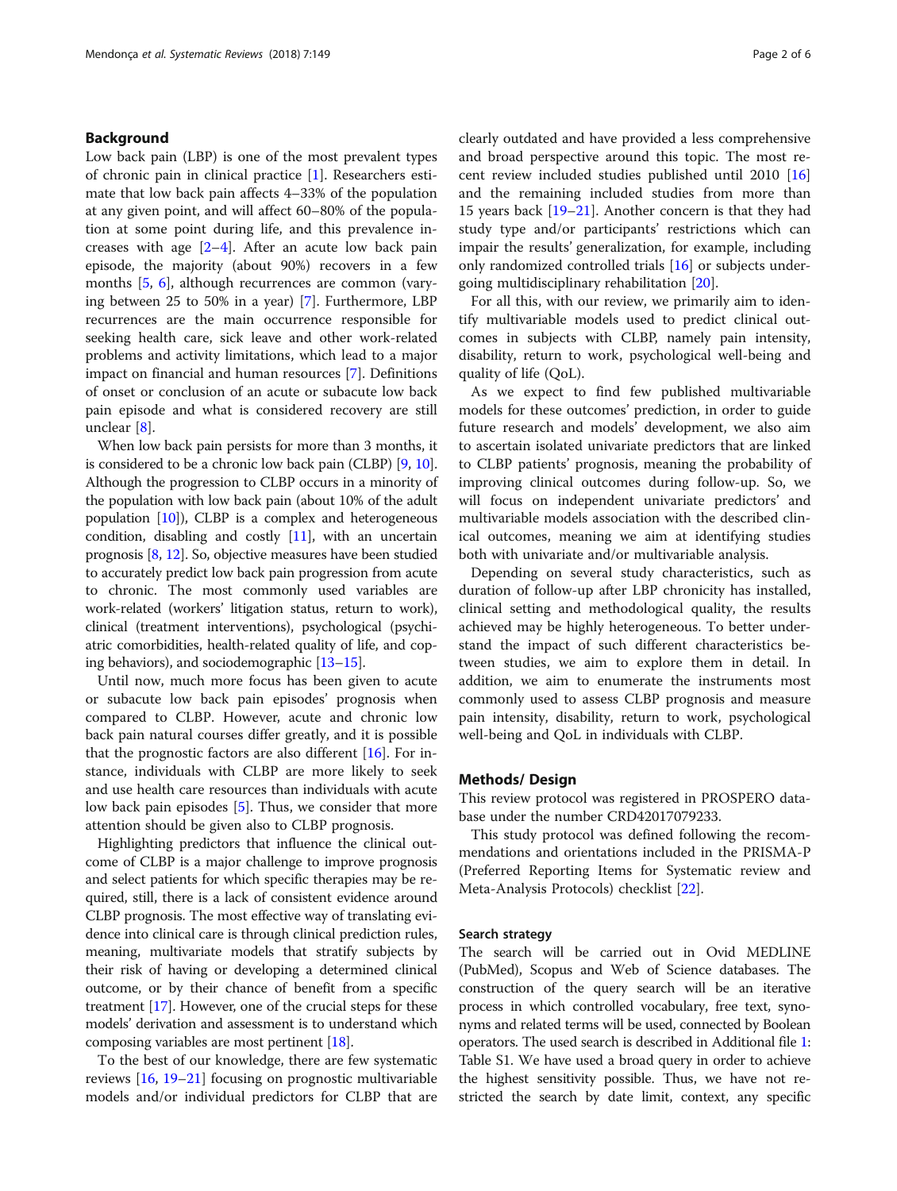## Background

Low back pain (LBP) is one of the most prevalent types of chronic pain in clinical practice [1]. Researchers estimate that low back pain affects 4–33% of the population at any given point, and will affect 60–80% of the population at some point during life, and this prevalence increases with age [2–4]. After an acute low back pain episode, the majority (about 90%) recovers in a few months [5, 6], although recurrences are common (varying between 25 to 50% in a year) [7]. Furthermore, LBP recurrences are the main occurrence responsible for seeking health care, sick leave and other work-related problems and activity limitations, which lead to a major impact on financial and human resources [7]. Definitions of onset or conclusion of an acute or subacute low back pain episode and what is considered recovery are still unclear [8].

When low back pain persists for more than 3 months, it is considered to be a chronic low back pain (CLBP) [9, 10]. Although the progression to CLBP occurs in a minority of the population with low back pain (about 10% of the adult population [10]), CLBP is a complex and heterogeneous condition, disabling and costly [11], with an uncertain prognosis [8, 12]. So, objective measures have been studied to accurately predict low back pain progression from acute to chronic. The most commonly used variables are work-related (workers' litigation status, return to work), clinical (treatment interventions), psychological (psychiatric comorbidities, health-related quality of life, and coping behaviors), and sociodemographic [13–15].

Until now, much more focus has been given to acute or subacute low back pain episodes' prognosis when compared to CLBP. However, acute and chronic low back pain natural courses differ greatly, and it is possible that the prognostic factors are also different [16]. For instance, individuals with CLBP are more likely to seek and use health care resources than individuals with acute low back pain episodes [5]. Thus, we consider that more attention should be given also to CLBP prognosis.

Highlighting predictors that influence the clinical outcome of CLBP is a major challenge to improve prognosis and select patients for which specific therapies may be required, still, there is a lack of consistent evidence around CLBP prognosis. The most effective way of translating evidence into clinical care is through clinical prediction rules, meaning, multivariate models that stratify subjects by their risk of having or developing a determined clinical outcome, or by their chance of benefit from a specific treatment [17]. However, one of the crucial steps for these models' derivation and assessment is to understand which composing variables are most pertinent [18].

To the best of our knowledge, there are few systematic reviews [16, 19–21] focusing on prognostic multivariable models and/or individual predictors for CLBP that are clearly outdated and have provided a less comprehensive and broad perspective around this topic. The most recent review included studies published until 2010 [16] and the remaining included studies from more than 15 years back [19–21]. Another concern is that they had study type and/or participants' restrictions which can impair the results' generalization, for example, including only randomized controlled trials [16] or subjects undergoing multidisciplinary rehabilitation [20].

For all this, with our review, we primarily aim to identify multivariable models used to predict clinical outcomes in subjects with CLBP, namely pain intensity, disability, return to work, psychological well-being and quality of life (QoL).

As we expect to find few published multivariable models for these outcomes' prediction, in order to guide future research and models' development, we also aim to ascertain isolated univariate predictors that are linked to CLBP patients' prognosis, meaning the probability of improving clinical outcomes during follow-up. So, we will focus on independent univariate predictors' and multivariable models association with the described clinical outcomes, meaning we aim at identifying studies both with univariate and/or multivariable analysis.

Depending on several study characteristics, such as duration of follow-up after LBP chronicity has installed, clinical setting and methodological quality, the results achieved may be highly heterogeneous. To better understand the impact of such different characteristics between studies, we aim to explore them in detail. In addition, we aim to enumerate the instruments most commonly used to assess CLBP prognosis and measure pain intensity, disability, return to work, psychological well-being and QoL in individuals with CLBP.

## Methods/ Design

This review protocol was registered in PROSPERO database under the number CRD42017079233.

This study protocol was defined following the recommendations and orientations included in the PRISMA-P (Preferred Reporting Items for Systematic review and Meta-Analysis Protocols) checklist [22].

### Search strategy

The search will be carried out in Ovid MEDLINE (PubMed), Scopus and Web of Science databases. The construction of the query search will be an iterative process in which controlled vocabulary, free text, synonyms and related terms will be used, connected by Boolean operators. The used search is described in Additional file 1: Table S1. We have used a broad query in order to achieve the highest sensitivity possible. Thus, we have not restricted the search by date limit, context, any specific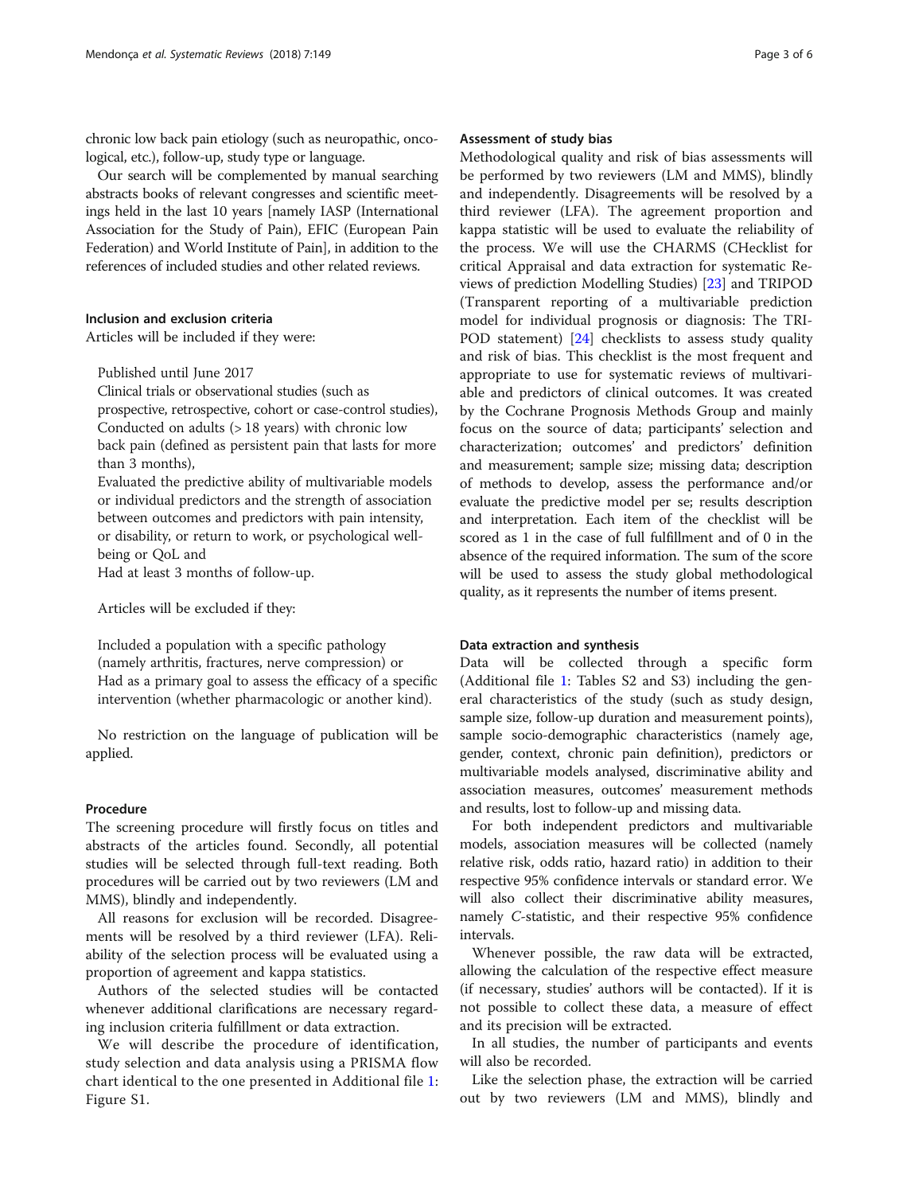chronic low back pain etiology (such as neuropathic, oncological, etc.), follow-up, study type or language.

Our search will be complemented by manual searching abstracts books of relevant congresses and scientific meetings held in the last 10 years [namely IASP (International Association for the Study of Pain), EFIC (European Pain Federation) and World Institute of Pain], in addition to the references of included studies and other related reviews.

### Inclusion and exclusion criteria

Articles will be included if they were:

- Published until June 2017
- Clinical trials or observational studies (such as prospective, retrospective, cohort or case-control studies),
- Conducted on adults (> 18 years) with chronic low back pain (defined as persistent pain that lasts for more than 3 months),
- Evaluated the predictive ability of multivariable models or individual predictors and the strength of association between outcomes and predictors with pain intensity, or disability, or return to work, or psychological well-being or QoL and
- Had at least 3 months of follow-up.

Articles will be excluded if they:

- Included a population with a specific pathology (namely arthritis, fractures, nerve compression) or
- Had as a primary goal to assess the efficacy of a specific intervention (whether pharmacologic or another kind).

No restriction on the language of publication will be applied.

### Procedure

The screening procedure will firstly focus on titles and abstracts of the articles found. Secondly, all potential studies will be selected through full-text reading. Both procedures will be carried out by two reviewers (LM and MMS), blindly and independently.

All reasons for exclusion will be recorded. Disagreements will be resolved by a third reviewer (LFA). Reliability of the selection process will be evaluated using a proportion of agreement and kappa statistics.

Authors of the selected studies will be contacted whenever additional clarifications are necessary regarding inclusion criteria fulfillment or data extraction.

We will describe the procedure of identification, study selection and data analysis using a PRISMA flow chart identical to the one presented in Additional file 1: Figure S1.

### Assessment of study bias

Methodological quality and risk of bias assessments will be performed by two reviewers (LM and MMS), blindly and independently. Disagreements will be resolved by a third reviewer (LFA). The agreement proportion and kappa statistic will be used to evaluate the reliability of the process. We will use the CHARMS (CHecklist for critical Appraisal and data extraction for systematic Reviews of prediction Modelling Studies) [23] and TRIPOD (Transparent reporting of a multivariable prediction model for individual prognosis or diagnosis: The TRIPOD statement) [24] checklists to assess study quality and risk of bias. This checklist is the most frequent and appropriate to use for systematic reviews of multivariable and predictors of clinical outcomes. It was created by the Cochrane Prognosis Methods Group and mainly focus on the source of data; participants' selection and characterization; outcomes' and predictors' definition and measurement; sample size; missing data; description of methods to develop, assess the performance and/or evaluate the predictive model per se; results description and interpretation. Each item of the checklist will be scored as 1 in the case of full fulfillment and of 0 in the absence of the required information. The sum of the score will be used to assess the study global methodological quality, as it represents the number of items present.

### Data extraction and synthesis

Data will be collected through a specific form (Additional file 1: Tables S2 and S3) including the general characteristics of the study (such as study design, sample size, follow-up duration and measurement points), sample socio-demographic characteristics (namely age, gender, context, chronic pain definition), predictors or multivariable models analysed, discriminative ability and association measures, outcomes' measurement methods and results, lost to follow-up and missing data.

For both independent predictors and multivariable models, association measures will be collected (namely relative risk, odds ratio, hazard ratio) in addition to their respective 95% confidence intervals or standard error. We will also collect their discriminative ability measures, namely *C*-statistic, and their respective 95% confidence intervals.

Whenever possible, the raw data will be extracted, allowing the calculation of the respective effect measure (if necessary, studies' authors will be contacted). If it is not possible to collect these data, a measure of effect and its precision will be extracted.

In all studies, the number of participants and events will also be recorded.

Like the selection phase, the extraction will be carried out by two reviewers (LM and MMS), blindly and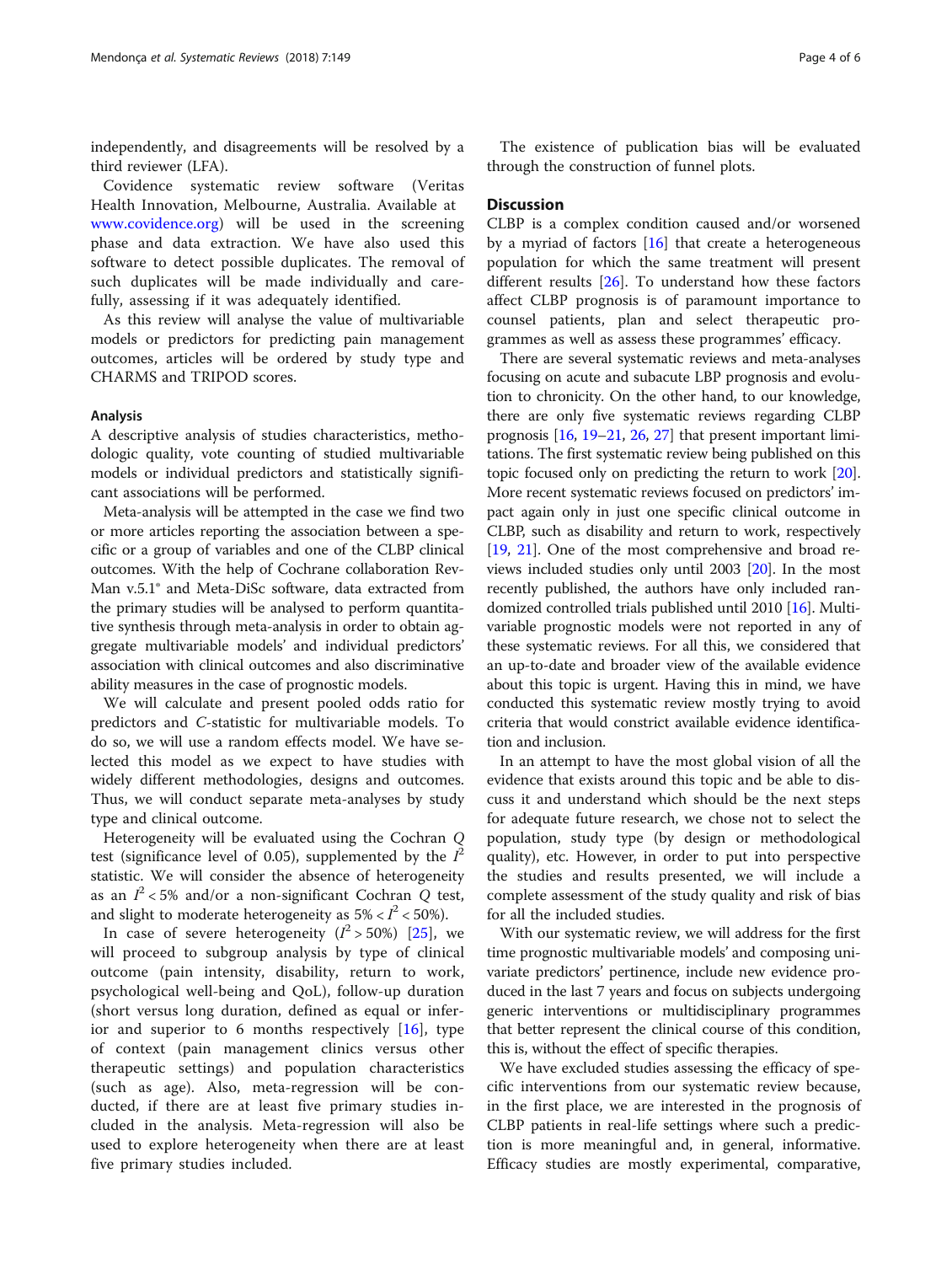independently, and disagreements will be resolved by a third reviewer (LFA).

Covidence systematic review software (Veritas Health Innovation, Melbourne, Australia. Available at www.covidence.org) will be used in the screening phase and data extraction. We have also used this software to detect possible duplicates. The removal of such duplicates will be made individually and carefully, assessing if it was adequately identified.

As this review will analyse the value of multivariable models or predictors for predicting pain management outcomes, articles will be ordered by study type and CHARMS and TRIPOD scores.

### Analysis

A descriptive analysis of studies characteristics, methodologic quality, vote counting of studied multivariable models or individual predictors and statistically significant associations will be performed.

Meta-analysis will be attempted in the case we find two or more articles reporting the association between a specific or a group of variables and one of the CLBP clinical outcomes. With the help of Cochrane collaboration RevMan v.5.1® and Meta-DiSc software, data extracted from the primary studies will be analysed to perform quantitative synthesis through meta-analysis in order to obtain aggregate multivariable models' and individual predictors' association with clinical outcomes and also discriminative ability measures in the case of prognostic models.

We will calculate and present pooled odds ratio for predictors and *C*-statistic for multivariable models. To do so, we will use a random effects model. We have selected this model as we expect to have studies with widely different methodologies, designs and outcomes. Thus, we will conduct separate meta-analyses by study type and clinical outcome.

Heterogeneity will be evaluated using the Cochran *Q* test (significance level of 0.05), supplemented by the $I^2$ statistic. We will consider the absence of heterogeneity as an $I^2 < 5\%$ and/or a non-significant Cochran *Q* test, and slight to moderate heterogeneity as $5\% < I^2 < 50\%$).

In case of severe heterogeneity ($I^2 > 50\%$) [25], we will proceed to subgroup analysis by type of clinical outcome (pain intensity, disability, return to work, psychological well-being and QoL), follow-up duration (short versus long duration, defined as equal or inferior and superior to 6 months respectively [16], type of context (pain management clinics versus other therapeutic settings) and population characteristics (such as age). Also, meta-regression will be conducted, if there are at least five primary studies included in the analysis. Meta-regression will also be used to explore heterogeneity when there are at least five primary studies included.

The existence of publication bias will be evaluated through the construction of funnel plots.

## Discussion

CLBP is a complex condition caused and/or worsened by a myriad of factors [16] that create a heterogeneous population for which the same treatment will present different results [26]. To understand how these factors affect CLBP prognosis is of paramount importance to counsel patients, plan and select therapeutic programmes as well as assess these programmes' efficacy.

There are several systematic reviews and meta-analyses focusing on acute and subacute LBP prognosis and evolution to chronicity. On the other hand, to our knowledge, there are only five systematic reviews regarding CLBP prognosis [16, 19–21, 26, 27] that present important limitations. The first systematic review being published on this topic focused only on predicting the return to work [20]. More recent systematic reviews focused on predictors' impact again only in just one specific clinical outcome in CLBP, such as disability and return to work, respectively [19, 21]. One of the most comprehensive and broad reviews included studies only until 2003 [20]. In the most recently published, the authors have only included randomized controlled trials published until 2010 [16]. Multivariable prognostic models were not reported in any of these systematic reviews. For all this, we considered that an up-to-date and broader view of the available evidence about this topic is urgent. Having this in mind, we have conducted this systematic review mostly trying to avoid criteria that would constrict available evidence identification and inclusion.

In an attempt to have the most global vision of all the evidence that exists around this topic and be able to discuss it and understand which should be the next steps for adequate future research, we chose not to select the population, study type (by design or methodological quality), etc. However, in order to put into perspective the studies and results presented, we will include a complete assessment of the study quality and risk of bias for all the included studies.

With our systematic review, we will address for the first time prognostic multivariable models' and composing univariate predictors' pertinence, include new evidence produced in the last 7 years and focus on subjects undergoing generic interventions or multidisciplinary programmes that better represent the clinical course of this condition, this is, without the effect of specific therapies.

We have excluded studies assessing the efficacy of specific interventions from our systematic review because, in the first place, we are interested in the prognosis of CLBP patients in real-life settings where such a prediction is more meaningful and, in general, informative. Efficacy studies are mostly experimental, comparative,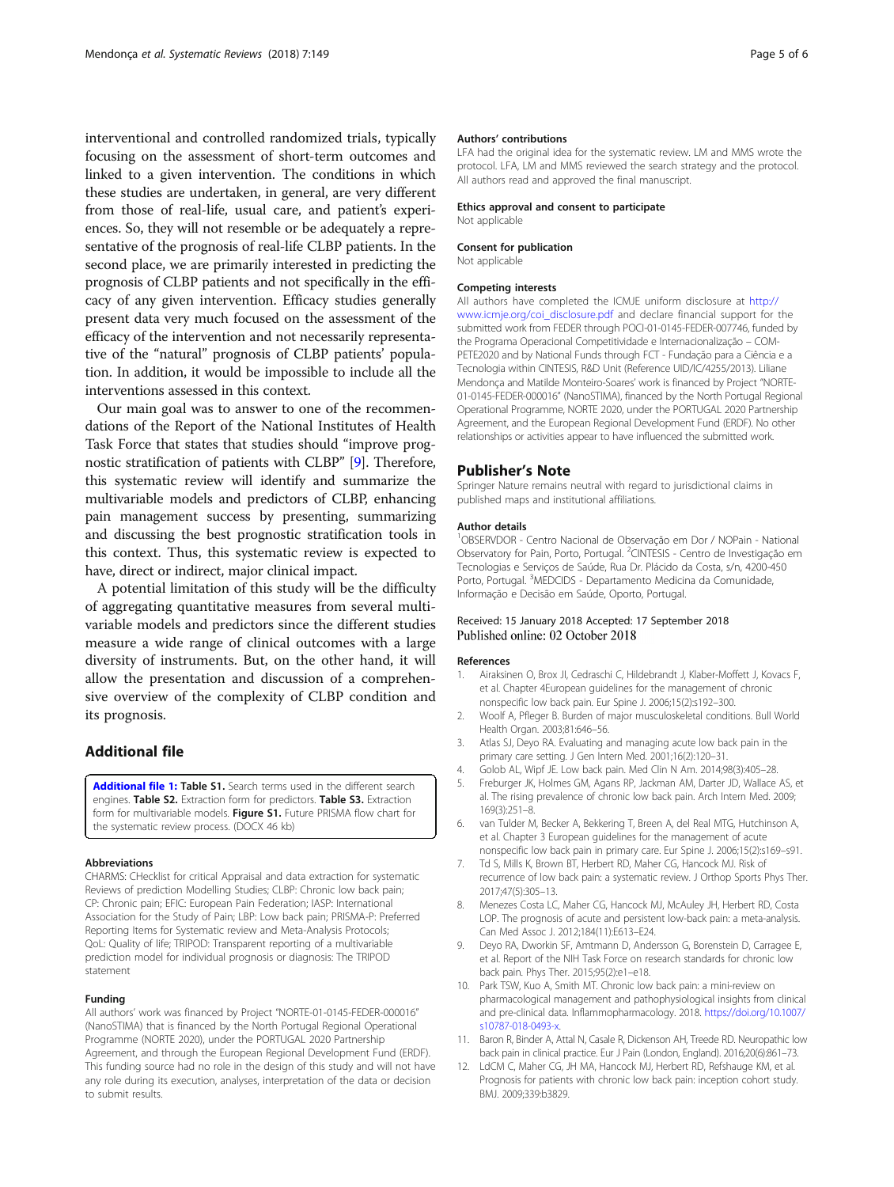interventional and controlled randomized trials, typically focusing on the assessment of short-term outcomes and linked to a given intervention. The conditions in which these studies are undertaken, in general, are very different from those of real-life, usual care, and patient's experiences. So, they will not resemble or be adequately a representative of the prognosis of real-life CLBP patients. In the second place, we are primarily interested in predicting the prognosis of CLBP patients and not specifically in the efficacy of any given intervention. Efficacy studies generally present data very much focused on the assessment of the efficacy of the intervention and not necessarily representative of the "natural" prognosis of CLBP patients' population. In addition, it would be impossible to include all the interventions assessed in this context.

Our main goal was to answer to one of the recommendations of the Report of the National Institutes of Health Task Force that states that studies should "improve prognostic stratification of patients with CLBP" [9]. Therefore, this systematic review will identify and summarize the multivariable models and predictors of CLBP, enhancing pain management success by presenting, summarizing and discussing the best prognostic stratification tools in this context. Thus, this systematic review is expected to have, direct or indirect, major clinical impact.

A potential limitation of this study will be the difficulty of aggregating quantitative measures from several multivariable models and predictors since the different studies measure a wide range of clinical outcomes with a large diversity of instruments. But, on the other hand, it will allow the presentation and discussion of a comprehensive overview of the complexity of CLBP condition and its prognosis.

## Additional file

**Additional file 1: Table S1.** Search terms used in the different search engines. **Table S2.** Extraction form for predictors. **Table S3.** Extraction form for multivariable models. **Figure S1.** Future PRISMA flow chart for the systematic review process. (DOCX 46 kb)

#### Abbreviations

CHARMS: CHecklist for critical Appraisal and data extraction for systematic Reviews of prediction Modelling Studies; CLBP: Chronic low back pain; CP: Chronic pain; EFIC: European Pain Federation; IASP: International Association for the Study of Pain; LBP: Low back pain; PRISMA-P: Preferred Reporting Items for Systematic review and Meta-Analysis Protocols; QoL: Quality of life; TRIPOD: Transparent reporting of a multivariable prediction model for individual prognosis or diagnosis: The TRIPOD statement

#### Funding

All authors' work was financed by Project "NORTE-01-0145-FEDER-000016" (NanoSTIMA) that is financed by the North Portugal Regional Operational Programme (NORTE 2020), under the PORTUGAL 2020 Partnership Agreement, and through the European Regional Development Fund (ERDF). This funding source had no role in the design of this study and will not have any role during its execution, analyses, interpretation of the data or decision to submit results.

#### Authors' contributions

LFA had the original idea for the systematic review. LM and MMS wrote the protocol. LFA, LM and MMS reviewed the search strategy and the protocol. All authors read and approved the final manuscript.

#### Ethics approval and consent to participate

Not applicable

#### Consent for publication

Not applicable

#### Competing interests

All authors have completed the ICMJE uniform disclosure at http://www.icmje.org/coi_disclosure.pdf and declare financial support for the submitted work from FEDER through POCI-01-0145-FEDER-007746, funded by the Programa Operacional Competitividade e Internacionalização – COMPETE2020 and by National Funds through FCT - Fundação para a Ciência e a Tecnologia within CINTESIS, R&D Unit (Reference UID/IC/4255/2013). Liliane Mendonça and Matilde Monteiro-Soares' work is financed by Project "NORTE-01-0145-FEDER-000016" (NanoSTIMA), financed by the North Portugal Regional Operational Programme, NORTE 2020, under the PORTUGAL 2020 Partnership Agreement, and the European Regional Development Fund (ERDF). No other relationships or activities appear to have influenced the submitted work.

## Publisher's Note

Springer Nature remains neutral with regard to jurisdictional claims in published maps and institutional affiliations.

#### Author details

[1]OBSERVDOR - Centro Nacional de Observação em Dor / NOPain - National Observatory for Pain, Porto, Portugal. [2]CINTESIS - Centro de Investigação em Tecnologias e Serviços de Saúde, Rua Dr. Plácido da Costa, s/n, 4200-450 Porto, Portugal. [3]MEDCIDS - Departamento Medicina da Comunidade, Informação e Decisão em Saúde, Oporto, Portugal.

Received: 15 January 2018 Accepted: 17 September 2018
Published online: 02 October 2018

#### References

1. Airaksinen O, Brox JI, Cedraschi C, Hildebrandt J, Klaber-Moffett J, Kovacs F, et al. Chapter 4European guidelines for the management of chronic nonspecific low back pain. Eur Spine J. 2006;15(2):s192–300.
2. Woolf A, Pfleger B. Burden of major musculoskeletal conditions. Bull World Health Organ. 2003;81:646–56.
3. Atlas SJ, Deyo RA. Evaluating and managing acute low back pain in the primary care setting. J Gen Intern Med. 2001;16(2):120–31.
4. Golob AL, Wipf JE. Low back pain. Med Clin N Am. 2014;98(3):405–28.
5. Freburger JK, Holmes GM, Agans RP, Jackman AM, Darter JD, Wallace AS, et al. The rising prevalence of chronic low back pain. Arch Intern Med. 2009;169(3):251–8.
6. van Tulder M, Becker A, Bekkering T, Breen A, del Real MTG, Hutchinson A, et al. Chapter 3 European guidelines for the management of acute nonspecific low back pain in primary care. Eur Spine J. 2006;15(2):s169–s91.
7. Td S, Mills K, Brown BT, Herbert RD, Maher CG, Hancock MJ. Risk of recurrence of low back pain: a systematic review. J Orthop Sports Phys Ther. 2017;47(5):305–13.
8. Menezes Costa LC, Maher CG, Hancock MJ, McAuley JH, Herbert RD, Costa LOP. The prognosis of acute and persistent low-back pain: a meta-analysis. Can Med Assoc J. 2012;184(11):E613–E24.
9. Deyo RA, Dworkin SF, Amtmann D, Andersson G, Borenstein D, Carragee E, et al. Report of the NIH Task Force on research standards for chronic low back pain. Phys Ther. 2015;95(2):e1–e18.
10. Park TSW, Kuo A, Smith MT. Chronic low back pain: a mini-review on pharmacological management and pathophysiological insights from clinical and pre-clinical data. Inflammopharmacology. 2018. https://doi.org/10.1007/s10787-018-0493-x.
11. Baron R, Binder A, Attal N, Casale R, Dickenson AH, Treede RD. Neuropathic low back pain in clinical practice. Eur J Pain (London, England). 2016;20(6):861–73.
12. LdCM C, Maher CG, JH MA, Hancock MJ, Herbert RD, Refshauge KM, et al. Prognosis for patients with chronic low back pain: inception cohort study. BMJ. 2009;339:b3829.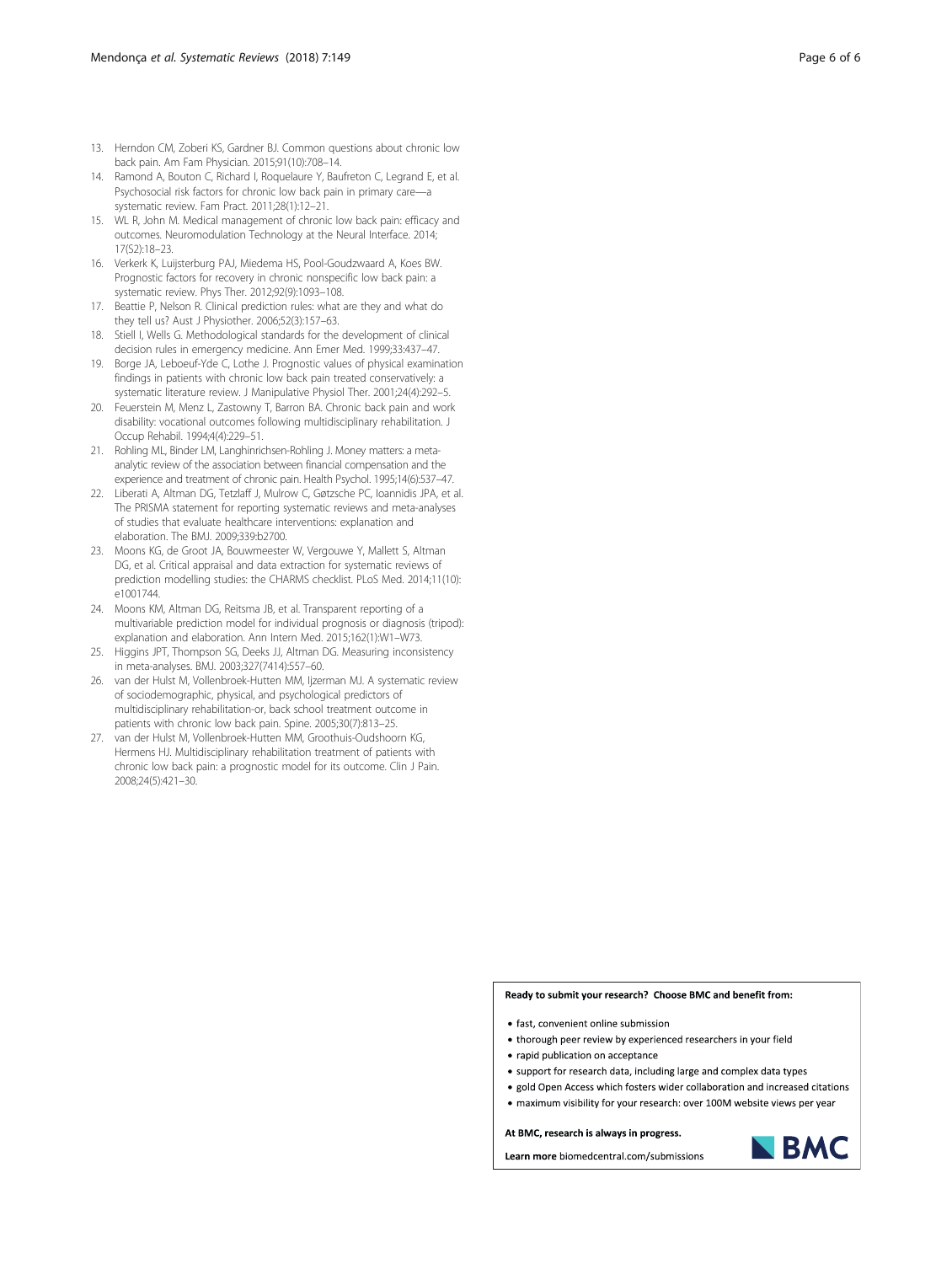13. Herndon CM, Zoberi KS, Gardner BJ. Common questions about chronic low back pain. Am Fam Physician. 2015;91(10):708–14.
14. Ramond A, Bouton C, Richard I, Roquelaure Y, Baufreton C, Legrand E, et al. Psychosocial risk factors for chronic low back pain in primary care—a systematic review. Fam Pract. 2011;28(1):12–21.
15. WL R, John M. Medical management of chronic low back pain: efficacy and outcomes. Neuromodulation Technology at the Neural Interface. 2014; 17(S2):18–23.
16. Verkerk K, Luijsterburg PAJ, Miedema HS, Pool-Goudzwaard A, Koes BW. Prognostic factors for recovery in chronic nonspecific low back pain: a systematic review. Phys Ther. 2012;92(9):1093–108.
17. Beattie P, Nelson R. Clinical prediction rules: what are they and what do they tell us? Aust J Physiother. 2006;52(3):157–63.
18. Stiell I, Wells G. Methodological standards for the development of clinical decision rules in emergency medicine. Ann Emer Med. 1999;33:437–47.
19. Borge JA, Leboeuf-Yde C, Lothe J. Prognostic values of physical examination findings in patients with chronic low back pain treated conservatively: a systematic literature review. J Manipulative Physiol Ther. 2001;24(4):292–5.
20. Feuerstein M, Menz L, Zastowny T, Barron BA. Chronic back pain and work disability: vocational outcomes following multidisciplinary rehabilitation. J Occup Rehabil. 1994;4(4):229–51.
21. Rohling ML, Binder LM, Langhinrichsen-Rohling J. Money matters: a meta-analytic review of the association between financial compensation and the experience and treatment of chronic pain. Health Psychol. 1995;14(6):537–47.
22. Liberati A, Altman DG, Tetzlaff J, Mulrow C, Gøtzsche PC, Ioannidis JPA, et al. The PRISMA statement for reporting systematic reviews and meta-analyses of studies that evaluate healthcare interventions: explanation and elaboration. The BMJ. 2009;339:b2700.
23. Moons KG, de Groot JA, Bouwmeester W, Vergouwe Y, Mallett S, Altman DG, et al. Critical appraisal and data extraction for systematic reviews of prediction modelling studies: the CHARMS checklist. PLoS Med. 2014;11(10): e1001744.
24. Moons KM, Altman DG, Reitsma JB, et al. Transparent reporting of a multivariable prediction model for individual prognosis or diagnosis (tripod): explanation and elaboration. Ann Intern Med. 2015;162(1):W1–W73.
25. Higgins JPT, Thompson SG, Deeks JJ, Altman DG. Measuring inconsistency in meta-analyses. BMJ. 2003;327(7414):557–60.
26. van der Hulst M, Vollenbroek-Hutten MM, Ijzerman MJ. A systematic review of sociodemographic, physical, and psychological predictors of multidisciplinary rehabilitation-or, back school treatment outcome in patients with chronic low back pain. Spine. 2005;30(7):813–25.
27. van der Hulst M, Vollenbroek-Hutten MM, Groothuis-Oudshoorn KG, Hermens HJ. Multidisciplinary rehabilitation treatment of patients with chronic low back pain: a prognostic model for its outcome. Clin J Pain. 2008;24(5):421–30.

**Ready to submit your research? Choose BMC and benefit from:**

- fast, convenient online submission
- thorough peer review by experienced researchers in your field
- rapid publication on acceptance
- support for research data, including large and complex data types
- gold Open Access which fosters wider collaboration and increased citations
- maximum visibility for your research: over 100M website views per year

**At BMC, research is always in progress.**

**Learn more** biomedcentral.com/submissions

BMC